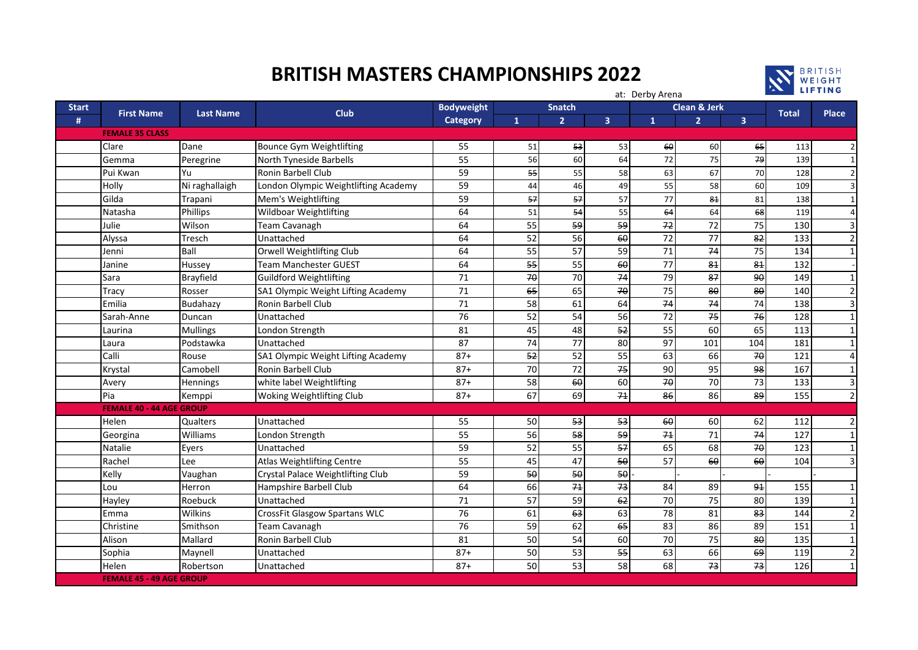# BRITISH MASTERS CHAMPIONSHIPS 2022

at: Derby Arena

| Start # | First Name | Last Name | Club | Bodyweight Category | Snatch 1 | Snatch 2 | Snatch 3 | Clean & Jerk 1 | Clean & Jerk 2 | Clean & Jerk 3 | Total | Place |
|---|---|---|---|---|---|---|---|---|---|---|---|---|
| | **FEMALE 35 CLASS** | | | | | | | | | | | |
| | Clare | Dane | Bounce Gym Weightlifting | 55 | 51 | ~~53~~ | 53 | ~~60~~ | 60 | ~~65~~ | 113 | 2 |
| | Gemma | Peregrine | North Tyneside Barbells | 55 | 56 | 60 | 64 | 72 | 75 | ~~79~~ | 139 | 1 |
| | Pui Kwan | Yu | Ronin Barbell Club | 59 | ~~55~~ | 55 | 58 | 63 | 67 | 70 | 128 | 2 |
| | Holly | Ni raghallaigh | London Olympic Weightlifting Academy | 59 | 44 | 46 | 49 | 55 | 58 | 60 | 109 | 3 |
| | Gilda | Trapani | Mem's Weightlifting | 59 | ~~57~~ | ~~57~~ | 57 | 77 | ~~81~~ | 81 | 138 | 1 |
| | Natasha | Phillips | Wildboar Weightlifting | 64 | 51 | ~~54~~ | 55 | ~~64~~ | 64 | ~~68~~ | 119 | 4 |
| | Julie | Wilson | Team Cavanagh | 64 | 55 | ~~59~~ | ~~59~~ | ~~72~~ | 72 | 75 | 130 | 3 |
| | Alyssa | Tresch | Unattached | 64 | 52 | 56 | ~~60~~ | 72 | 77 | ~~82~~ | 133 | 2 |
| | Jenni | Ball | Orwell Weightlifting Club | 64 | 55 | 57 | 59 | 71 | ~~74~~ | 75 | 134 | 1 |
| | Janine | Hussey | Team Manchester GUEST | 64 | ~~55~~ | 55 | ~~60~~ | 77 | ~~81~~ | ~~81~~ | 132 | - |
| | Sara | Brayfield | Guildford Weightlifting | 71 | ~~70~~ | 70 | ~~74~~ | 79 | ~~87~~ | ~~90~~ | 149 | 1 |
| | Tracy | Rosser | SA1 Olympic Weight Lifting Academy | 71 | ~~65~~ | 65 | ~~70~~ | 75 | ~~80~~ | ~~80~~ | 140 | 2 |
| | Emilia | Budahazy | Ronin Barbell Club | 71 | 58 | 61 | 64 | ~~74~~ | ~~74~~ | 74 | 138 | 3 |
| | Sarah-Anne | Duncan | Unattached | 76 | 52 | 54 | 56 | 72 | ~~75~~ | ~~76~~ | 128 | 1 |
| | Laurina | Mullings | London Strength | 81 | 45 | 48 | ~~52~~ | 55 | 60 | 65 | 113 | 1 |
| | Laura | Podstawka | Unattached | 87 | 74 | 77 | 80 | 97 | 101 | 104 | 181 | 1 |
| | Calli | Rouse | SA1 Olympic Weight Lifting Academy | 87+ | ~~52~~ | 52 | 55 | 63 | 66 | ~~70~~ | 121 | 4 |
| | Krystal | Camobell | Ronin Barbell Club | 87+ | 70 | 72 | ~~75~~ | 90 | 95 | ~~98~~ | 167 | 1 |
| | Avery | Hennings | white label Weightlifting | 87+ | 58 | ~~60~~ | 60 | ~~70~~ | 70 | 73 | 133 | 3 |
| | Pia | Kemppi | Woking Weightlifting Club | 87+ | 67 | 69 | ~~71~~ | ~~86~~ | 86 | ~~89~~ | 155 | 2 |
| | **FEMALE 40 - 44 AGE GROUP** | | | | | | | | | | | |
| | Helen | Qualters | Unattached | 55 | 50 | ~~53~~ | ~~53~~ | ~~60~~ | 60 | 62 | 112 | 2 |
| | Georgina | Williams | London Strength | 55 | 56 | ~~58~~ | ~~59~~ | ~~71~~ | 71 | ~~74~~ | 127 | 1 |
| | Natalie | Eyers | Unattached | 59 | 52 | 55 | ~~57~~ | 65 | 68 | ~~70~~ | 123 | 1 |
| | Rachel | Lee | Atlas Weightlifting Centre | 55 | 45 | 47 | ~~50~~ | 57 | ~~60~~ | ~~60~~ | 104 | 3 |
| | Kelly | Vaughan | Crystal Palace Weightlifting Club | 59 | ~~50~~ | ~~50~~ | ~~50~~ | - | - | - | - | - |
| | Lou | Herron | Hampshire Barbell Club | 64 | 66 | ~~71~~ | ~~73~~ | 84 | 89 | ~~91~~ | 155 | 1 |
| | Hayley | Roebuck | Unattached | 71 | 57 | 59 | ~~62~~ | 70 | 75 | 80 | 139 | 1 |
| | Emma | Wilkins | CrossFit Glasgow Spartans WLC | 76 | 61 | ~~63~~ | 63 | 78 | 81 | ~~83~~ | 144 | 2 |
| | Christine | Smithson | Team Cavanagh | 76 | 59 | 62 | ~~65~~ | 83 | 86 | 89 | 151 | 1 |
| | Alison | Mallard | Ronin Barbell Club | 81 | 50 | 54 | 60 | 70 | 75 | ~~80~~ | 135 | 1 |
| | Sophia | Maynell | Unattached | 87+ | 50 | 53 | ~~55~~ | 63 | 66 | ~~69~~ | 119 | 2 |
| | Helen | Robertson | Unattached | 87+ | 50 | 53 | 58 | 68 | ~~73~~ | ~~73~~ | 126 | 1 |
| | **FEMALE 45 - 49 AGE GROUP** | | | | | | | | | | | |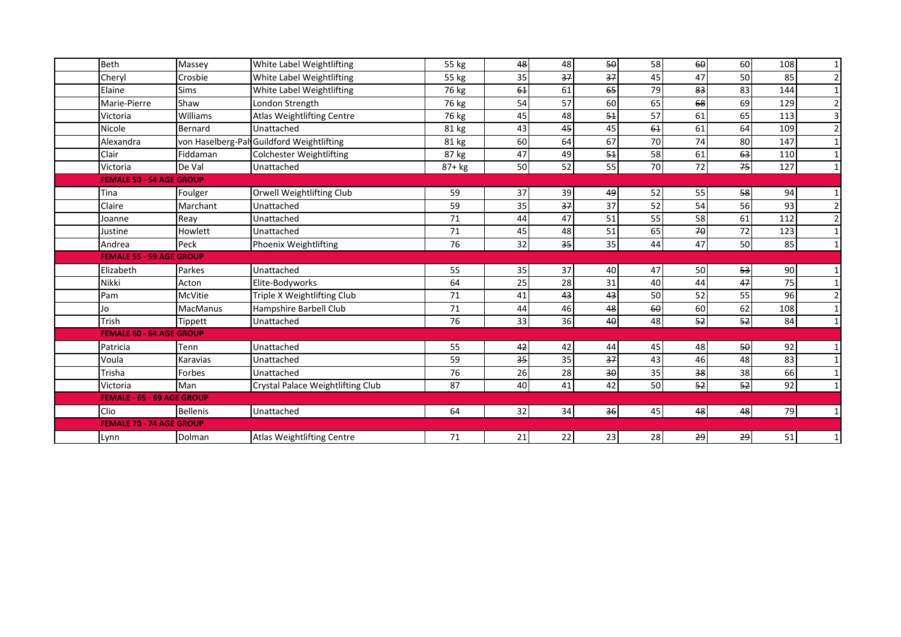| | | | | | | | | | | | |
|---|---|---|---|---|---|---|---|---|---|---|---|
| Beth | Massey | White Label Weightlifting | 55 kg | ~~48~~ | 48 | ~~50~~ | 58 | ~~60~~ | 60 | 108 | 1 |
| Cheryl | Crosbie | White Label Weightlifting | 55 kg | 35 | ~~37~~ | ~~37~~ | 45 | 47 | 50 | 85 | 2 |
| Elaine | Sims | White Label Weightlifting | 76 kg | ~~61~~ | 61 | ~~65~~ | 79 | ~~83~~ | 83 | 144 | 1 |
| Marie-Pierre | Shaw | London Strength | 76 kg | 54 | 57 | 60 | 65 | ~~68~~ | 69 | 129 | 2 |
| Victoria | Williams | Atlas Weightlifting Centre | 76 kg | 45 | 48 | ~~51~~ | 57 | 61 | 65 | 113 | 3 |
| Nicole | Bernard | Unattached | 81 kg | 43 | ~~45~~ | 45 | ~~61~~ | 61 | 64 | 109 | 2 |
| Alexandra | von Haselberg-Pal | Guildford Weightlifting | 81 kg | 60 | 64 | 67 | 70 | 74 | 80 | 147 | 1 |
| Clair | Fiddaman | Colchester Weightlifting | 87 kg | 47 | 49 | ~~51~~ | 58 | 61 | ~~63~~ | 110 | 1 |
| Victoria | De Val | Unattached | 87+ kg | 50 | 52 | 55 | 70 | 72 | ~~75~~ | 127 | 1 |
| **FEMALE 50 - 54 AGE GROUP** | | | | | | | | | | | |
| Tina | Foulger | Orwell Weightlifting Club | 59 | 37 | 39 | ~~49~~ | 52 | 55 | ~~58~~ | 94 | 1 |
| Claire | Marchant | Unattached | 59 | 35 | ~~37~~ | 37 | 52 | 54 | 56 | 93 | 2 |
| Joanne | Reay | Unattached | 71 | 44 | 47 | 51 | 55 | 58 | 61 | 112 | 2 |
| Justine | Howlett | Unattached | 71 | 45 | 48 | 51 | 65 | ~~70~~ | 72 | 123 | 1 |
| Andrea | Peck | Phoenix Weightlifting | 76 | 32 | ~~35~~ | 35 | 44 | 47 | 50 | 85 | 1 |
| **FEMALE 55 - 59 AGE GROUP** | | | | | | | | | | | |
| Elizabeth | Parkes | Unattached | 55 | 35 | 37 | 40 | 47 | 50 | ~~53~~ | 90 | 1 |
| Nikki | Acton | Elite-Bodyworks | 64 | 25 | 28 | 31 | 40 | 44 | ~~47~~ | 75 | 1 |
| Pam | McVitie | Triple X Weightlifting Club | 71 | 41 | ~~43~~ | ~~43~~ | 50 | 52 | 55 | 96 | 2 |
| Jo | MacManus | Hampshire Barbell Club | 71 | 44 | 46 | ~~48~~ | ~~60~~ | 60 | 62 | 108 | 1 |
| Trish | Tippett | Unattached | 76 | 33 | 36 | ~~40~~ | 48 | ~~52~~ | ~~52~~ | 84 | 1 |
| **FEMALE 60 - 64 AGE GROUP** | | | | | | | | | | | |
| Patricia | Tenn | Unattached | 55 | ~~42~~ | 42 | 44 | 45 | 48 | ~~50~~ | 92 | 1 |
| Voula | Karavias | Unattached | 59 | ~~35~~ | 35 | ~~37~~ | 43 | 46 | 48 | 83 | 1 |
| Trisha | Forbes | Unattached | 76 | 26 | 28 | ~~30~~ | 35 | ~~38~~ | 38 | 66 | 1 |
| Victoria | Man | Crystal Palace Weightlifting Club | 87 | 40 | 41 | 42 | 50 | ~~52~~ | ~~52~~ | 92 | 1 |
| **FEMALE - 65 - 69 AGE GROUP** | | | | | | | | | | | |
| Clio | Bellenis | Unattached | 64 | 32 | 34 | ~~36~~ | 45 | ~~48~~ | ~~48~~ | 79 | 1 |
| **FEMALE 70 - 74 AGE GROUP** | | | | | | | | | | | |
| Lynn | Dolman | Atlas Weightlifting Centre | 71 | 21 | 22 | 23 | 28 | ~~29~~ | ~~29~~ | 51 | 1 |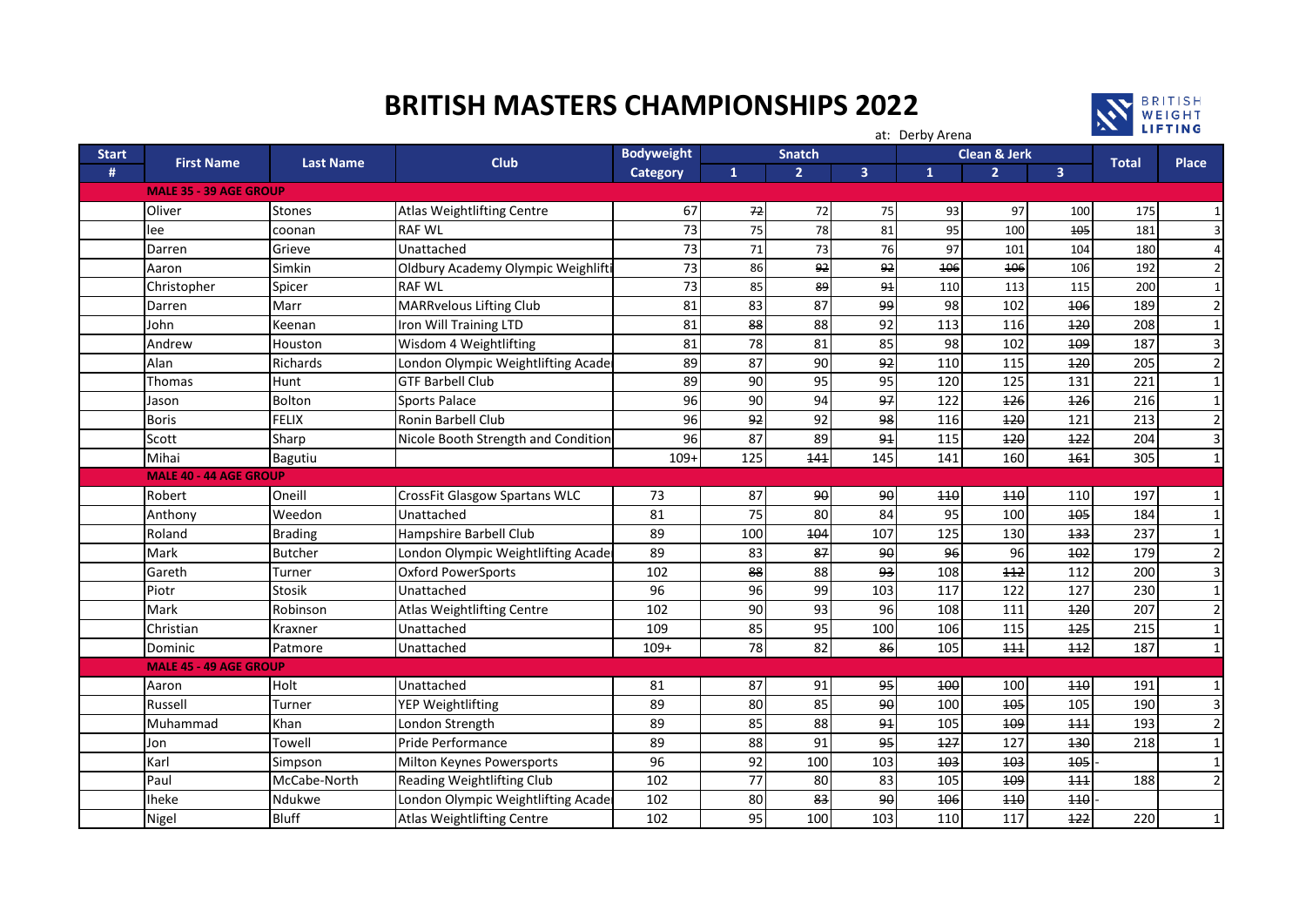# BRITISH MASTERS CHAMPIONSHIPS 2022

at: Derby Arena

| Start # | First Name | Last Name | Club | Bodyweight Category | Snatch 1 | Snatch 2 | Snatch 3 | Clean & Jerk 1 | Clean & Jerk 2 | Clean & Jerk 3 | Total | Place |
|---|---|---|---|---|---|---|---|---|---|---|---|---|
| | **MALE 35 - 39 AGE GROUP** | | | | | | | | | | | |
| | Oliver | Stones | Atlas Weightlifting Centre | 67 | ~~72~~ | 72 | 75 | 93 | 97 | 100 | 175 | 1 |
| | lee | coonan | RAF WL | 73 | 75 | 78 | 81 | 95 | 100 | ~~105~~ | 181 | 3 |
| | Darren | Grieve | Unattached | 73 | 71 | 73 | 76 | 97 | 101 | 104 | 180 | 4 |
| | Aaron | Simkin | Oldbury Academy Olympic Weighlifti | 73 | 86 | ~~92~~ | ~~92~~ | ~~106~~ | ~~106~~ | 106 | 192 | 2 |
| | Christopher | Spicer | RAF WL | 73 | 85 | ~~89~~ | ~~91~~ | 110 | 113 | 115 | 200 | 1 |
| | Darren | Marr | MARRvelous Lifting Club | 81 | 83 | 87 | ~~99~~ | 98 | 102 | ~~106~~ | 189 | 2 |
| | John | Keenan | Iron Will Training LTD | 81 | ~~88~~ | 88 | 92 | 113 | 116 | ~~120~~ | 208 | 1 |
| | Andrew | Houston | Wisdom 4 Weightlifting | 81 | 78 | 81 | 85 | 98 | 102 | ~~109~~ | 187 | 3 |
| | Alan | Richards | London Olympic Weightlifting Acade | 89 | 87 | 90 | ~~92~~ | 110 | 115 | ~~120~~ | 205 | 2 |
| | Thomas | Hunt | GTF Barbell Club | 89 | 90 | 95 | 95 | 120 | 125 | 131 | 221 | 1 |
| | Jason | Bolton | Sports Palace | 96 | 90 | 94 | ~~97~~ | 122 | ~~126~~ | ~~126~~ | 216 | 1 |
| | Boris | FELIX | Ronin Barbell Club | 96 | ~~92~~ | 92 | ~~98~~ | 116 | ~~120~~ | 121 | 213 | 2 |
| | Scott | Sharp | Nicole Booth Strength and Condition | 96 | 87 | 89 | ~~91~~ | 115 | ~~120~~ | ~~122~~ | 204 | 3 |
| | Mihai | Bagutiu | | 109+ | 125 | ~~141~~ | 145 | 141 | 160 | ~~161~~ | 305 | 1 |
| | **MALE 40 - 44 AGE GROUP** | | | | | | | | | | | |
| | Robert | Oneill | CrossFit Glasgow Spartans WLC | 73 | 87 | ~~90~~ | ~~90~~ | ~~110~~ | ~~110~~ | 110 | 197 | 1 |
| | Anthony | Weedon | Unattached | 81 | 75 | 80 | 84 | 95 | 100 | ~~105~~ | 184 | 1 |
| | Roland | Brading | Hampshire Barbell Club | 89 | 100 | ~~104~~ | 107 | 125 | 130 | ~~133~~ | 237 | 1 |
| | Mark | Butcher | London Olympic Weightlifting Acade | 89 | 83 | ~~87~~ | ~~90~~ | ~~96~~ | 96 | ~~102~~ | 179 | 2 |
| | Gareth | Turner | Oxford PowerSports | 102 | ~~88~~ | 88 | ~~93~~ | 108 | ~~112~~ | 112 | 200 | 3 |
| | Piotr | Stosik | Unattached | 96 | 96 | 99 | 103 | 117 | 122 | 127 | 230 | 1 |
| | Mark | Robinson | Atlas Weightlifting Centre | 102 | 90 | 93 | 96 | 108 | 111 | ~~120~~ | 207 | 2 |
| | Christian | Kraxner | Unattached | 109 | 85 | 95 | 100 | 106 | 115 | ~~125~~ | 215 | 1 |
| | Dominic | Patmore | Unattached | 109+ | 78 | 82 | ~~86~~ | 105 | ~~111~~ | ~~112~~ | 187 | 1 |
| | **MALE 45 - 49 AGE GROUP** | | | | | | | | | | | |
| | Aaron | Holt | Unattached | 81 | 87 | 91 | ~~95~~ | ~~100~~ | 100 | ~~110~~ | 191 | 1 |
| | Russell | Turner | YEP Weightlifting | 89 | 80 | 85 | ~~90~~ | 100 | ~~105~~ | 105 | 190 | 3 |
| | Muhammad | Khan | London Strength | 89 | 85 | 88 | ~~91~~ | 105 | ~~109~~ | ~~111~~ | 193 | 2 |
| | Jon | Towell | Pride Performance | 89 | 88 | 91 | ~~95~~ | ~~127~~ | 127 | ~~130~~ | 218 | 1 |
| | Karl | Simpson | Milton Keynes Powersports | 96 | 92 | 100 | 103 | ~~103~~ | ~~103~~ | ~~105~~ | - | 1 |
| | Paul | McCabe-North | Reading Weightlifting Club | 102 | 77 | 80 | 83 | 105 | ~~109~~ | ~~111~~ | 188 | 2 |
| | Iheke | Ndukwe | London Olympic Weightlifting Acade | 102 | 80 | ~~83~~ | ~~90~~ | ~~106~~ | ~~110~~ | ~~110~~ | - | |
| | Nigel | Bluff | Atlas Weightlifting Centre | 102 | 95 | 100 | 103 | 110 | 117 | ~~122~~ | 220 | 1 |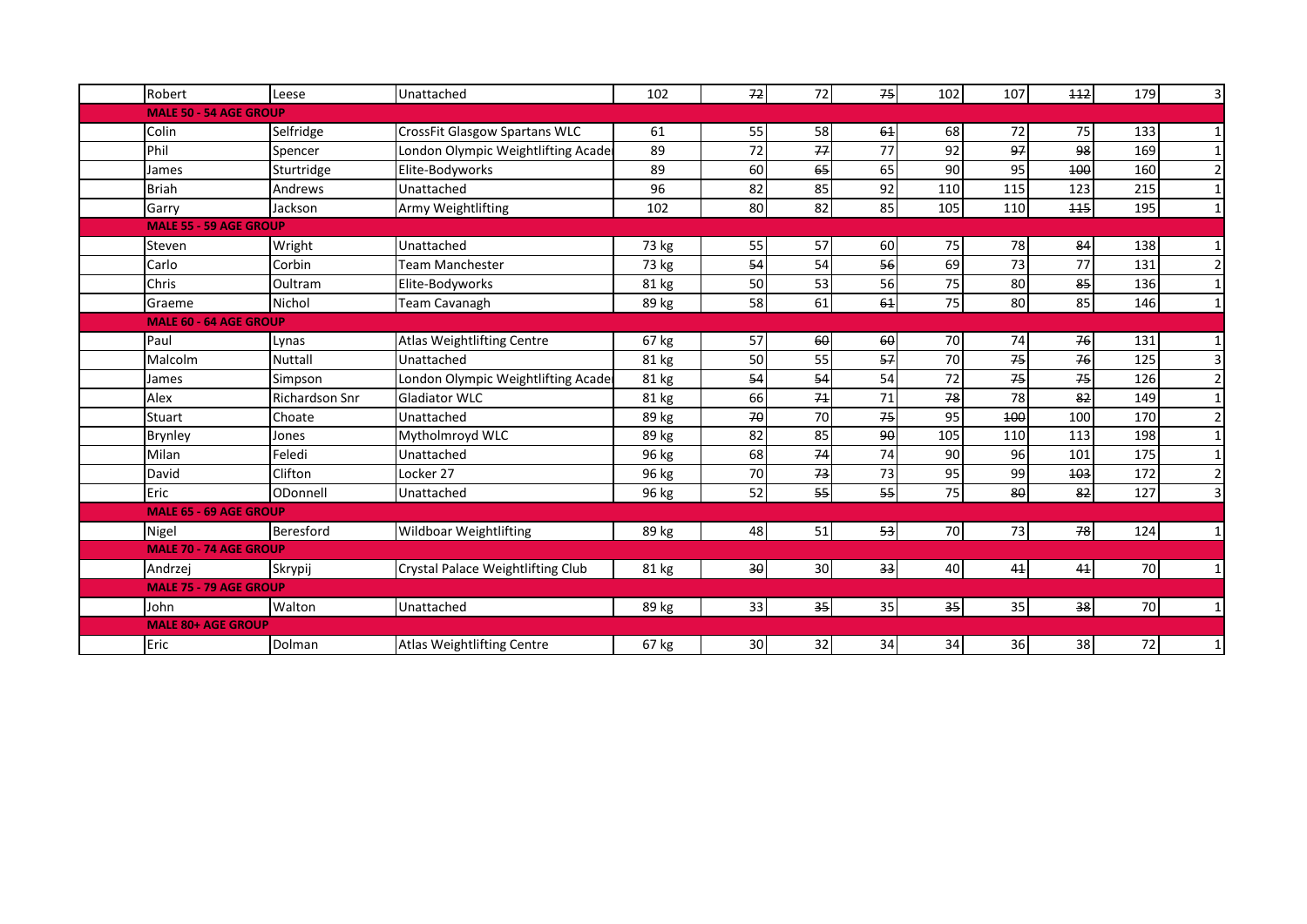| | | | | | | | | | | | |
|---|---|---|---|---|---|---|---|---|---|---|---|
| Robert | Leese | Unattached | 102 | ~~72~~ | 72 | ~~75~~ | 102 | 107 | ~~112~~ | 179 | 3 |
| **MALE 50 - 54 AGE GROUP** | | | | | | | | | | | |
| Colin | Selfridge | CrossFit Glasgow Spartans WLC | 61 | 55 | 58 | ~~61~~ | 68 | 72 | 75 | 133 | 1 |
| Phil | Spencer | London Olympic Weightlifting Acade | 89 | 72 | ~~77~~ | 77 | 92 | ~~97~~ | ~~98~~ | 169 | 1 |
| James | Sturtridge | Elite-Bodyworks | 89 | 60 | ~~65~~ | 65 | 90 | 95 | ~~100~~ | 160 | 2 |
| Briah | Andrews | Unattached | 96 | 82 | 85 | 92 | 110 | 115 | 123 | 215 | 1 |
| Garry | Jackson | Army Weightlifting | 102 | 80 | 82 | 85 | 105 | 110 | ~~115~~ | 195 | 1 |
| **MALE 55 - 59 AGE GROUP** | | | | | | | | | | | |
| Steven | Wright | Unattached | 73 kg | 55 | 57 | 60 | 75 | 78 | ~~84~~ | 138 | 1 |
| Carlo | Corbin | Team Manchester | 73 kg | ~~54~~ | 54 | ~~56~~ | 69 | 73 | 77 | 131 | 2 |
| Chris | Oultram | Elite-Bodyworks | 81 kg | 50 | 53 | 56 | 75 | 80 | ~~85~~ | 136 | 1 |
| Graeme | Nichol | Team Cavanagh | 89 kg | 58 | 61 | ~~61~~ | 75 | 80 | 85 | 146 | 1 |
| **MALE 60 - 64 AGE GROUP** | | | | | | | | | | | |
| Paul | Lynas | Atlas Weightlifting Centre | 67 kg | 57 | ~~60~~ | ~~60~~ | 70 | 74 | ~~76~~ | 131 | 1 |
| Malcolm | Nuttall | Unattached | 81 kg | 50 | 55 | ~~57~~ | 70 | ~~75~~ | ~~76~~ | 125 | 3 |
| James | Simpson | London Olympic Weightlifting Acade | 81 kg | ~~54~~ | ~~54~~ | 54 | 72 | ~~75~~ | ~~75~~ | 126 | 2 |
| Alex | Richardson Snr | Gladiator WLC | 81 kg | 66 | ~~71~~ | 71 | ~~78~~ | 78 | ~~82~~ | 149 | 1 |
| Stuart | Choate | Unattached | 89 kg | ~~70~~ | 70 | ~~75~~ | 95 | ~~100~~ | 100 | 170 | 2 |
| Brynley | Jones | Mytholmroyd WLC | 89 kg | 82 | 85 | ~~90~~ | 105 | 110 | 113 | 198 | 1 |
| Milan | Feledi | Unattached | 96 kg | 68 | ~~74~~ | 74 | 90 | 96 | 101 | 175 | 1 |
| David | Clifton | Locker 27 | 96 kg | 70 | ~~73~~ | 73 | 95 | 99 | ~~103~~ | 172 | 2 |
| Eric | ODonnell | Unattached | 96 kg | 52 | ~~55~~ | ~~55~~ | 75 | ~~80~~ | ~~82~~ | 127 | 3 |
| **MALE 65 - 69 AGE GROUP** | | | | | | | | | | | |
| Nigel | Beresford | Wildboar Weightlifting | 89 kg | 48 | 51 | ~~53~~ | 70 | 73 | ~~78~~ | 124 | 1 |
| **MALE 70 - 74 AGE GROUP** | | | | | | | | | | | |
| Andrzej | Skrypij | Crystal Palace Weightlifting Club | 81 kg | ~~30~~ | 30 | ~~33~~ | 40 | ~~41~~ | ~~41~~ | 70 | 1 |
| **MALE 75 - 79 AGE GROUP** | | | | | | | | | | | |
| John | Walton | Unattached | 89 kg | 33 | ~~35~~ | 35 | ~~35~~ | 35 | ~~38~~ | 70 | 1 |
| **MALE 80+ AGE GROUP** | | | | | | | | | | | |
| Eric | Dolman | Atlas Weightlifting Centre | 67 kg | 30 | 32 | 34 | 34 | 36 | 38 | 72 | 1 |